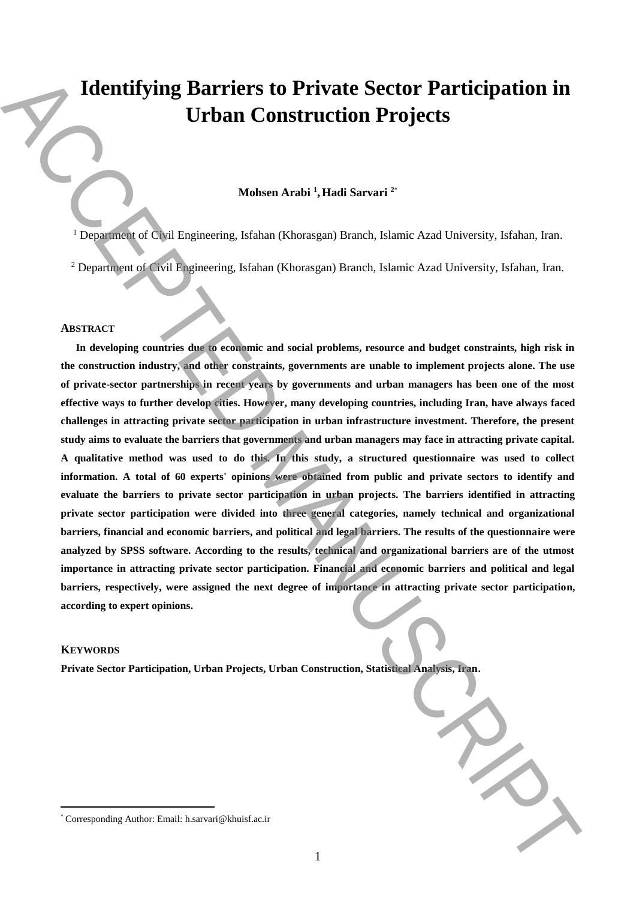# Identifying Barriers to Private Sector Participation in Urban Construction Projects

**Mohsen Arabi [1], Hadi Sarvari [2*]**

[1] Department of Civil Engineering, Isfahan (Khorasgan) Branch, Islamic Azad University, Isfahan, Iran.

[2] Department of Civil Engineering, Isfahan (Khorasgan) Branch, Islamic Azad University, Isfahan, Iran.

## ABSTRACT

**In developing countries due to economic and social problems, resource and budget constraints, high risk in the construction industry, and other constraints, governments are unable to implement projects alone. The use of private-sector partnerships in recent years by governments and urban managers has been one of the most effective ways to further develop cities. However, many developing countries, including Iran, have always faced challenges in attracting private sector participation in urban infrastructure investment. Therefore, the present study aims to evaluate the barriers that governments and urban managers may face in attracting private capital. A qualitative method was used to do this. In this study, a structured questionnaire was used to collect information. A total of 60 experts' opinions were obtained from public and private sectors to identify and evaluate the barriers to private sector participation in urban projects. The barriers identified in attracting private sector participation were divided into three general categories, namely technical and organizational barriers, financial and economic barriers, and political and legal barriers. The results of the questionnaire were analyzed by SPSS software. According to the results, technical and organizational barriers are of the utmost importance in attracting private sector participation. Financial and economic barriers and political and legal barriers, respectively, were assigned the next degree of importance in attracting private sector participation, according to expert opinions.**

## KEYWORDS

**Private Sector Participation, Urban Projects, Urban Construction, Statistical Analysis, Iran.**

[*] Corresponding Author: Email: h.sarvari@khuisf.ac.ir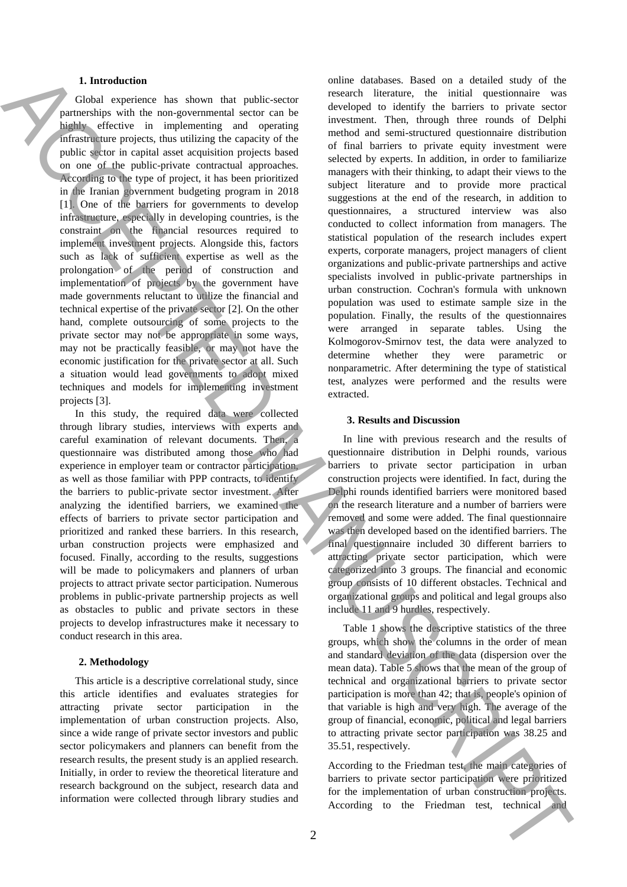## 1. Introduction

Global experience has shown that public-sector partnerships with the non-governmental sector can be highly effective in implementing and operating infrastructure projects, thus utilizing the capacity of the public sector in capital asset acquisition projects based on one of the public-private contractual approaches. According to the type of project, it has been prioritized in the Iranian government budgeting program in 2018 [1]. One of the barriers for governments to develop infrastructure, especially in developing countries, is the constraint on the financial resources required to implement investment projects. Alongside this, factors such as lack of sufficient expertise as well as the prolongation of the period of construction and implementation of projects by the government have made governments reluctant to utilize the financial and technical expertise of the private sector [2]. On the other hand, complete outsourcing of some projects to the private sector may not be appropriate in some ways, may not be practically feasible, or may not have the economic justification for the private sector at all. Such a situation would lead governments to adopt mixed techniques and models for implementing investment projects [3].

In this study, the required data were collected through library studies, interviews with experts and careful examination of relevant documents. Then, a questionnaire was distributed among those who had experience in employer team or contractor participation, as well as those familiar with PPP contracts, to identify the barriers to public-private sector investment. After analyzing the identified barriers, we examined the effects of barriers to private sector participation and prioritized and ranked these barriers. In this research, urban construction projects were emphasized and focused. Finally, according to the results, suggestions will be made to policymakers and planners of urban projects to attract private sector participation. Numerous problems in public-private partnership projects as well as obstacles to public and private sectors in these projects to develop infrastructures make it necessary to conduct research in this area.

## 2. Methodology

This article is a descriptive correlational study, since this article identifies and evaluates strategies for attracting private sector participation in the implementation of urban construction projects. Also, since a wide range of private sector investors and public sector policymakers and planners can benefit from the research results, the present study is an applied research. Initially, in order to review the theoretical literature and research background on the subject, research data and information were collected through library studies and online databases. Based on a detailed study of the research literature, the initial questionnaire was developed to identify the barriers to private sector investment. Then, through three rounds of Delphi method and semi-structured questionnaire distribution of final barriers to private equity investment were selected by experts. In addition, in order to familiarize managers with their thinking, to adapt their views to the subject literature and to provide more practical suggestions at the end of the research, in addition to questionnaires, a structured interview was also conducted to collect information from managers. The statistical population of the research includes expert experts, corporate managers, project managers of client organizations and public-private partnerships and active specialists involved in public-private partnerships in urban construction. Cochran's formula with unknown population was used to estimate sample size in the population. Finally, the results of the questionnaires were arranged in separate tables. Using the Kolmogorov-Smirnov test, the data were analyzed to determine whether they were parametric or nonparametric. After determining the type of statistical test, analyzes were performed and the results were extracted.

## 3. Results and Discussion

In line with previous research and the results of questionnaire distribution in Delphi rounds, various barriers to private sector participation in urban construction projects were identified. In fact, during the Delphi rounds identified barriers were monitored based on the research literature and a number of barriers were removed and some were added. The final questionnaire was then developed based on the identified barriers. The final questionnaire included 30 different barriers to attracting private sector participation, which were categorized into 3 groups. The financial and economic group consists of 10 different obstacles. Technical and organizational groups and political and legal groups also include 11 and 9 hurdles, respectively.

Table 1 shows the descriptive statistics of the three groups, which show the columns in the order of mean and standard deviation of the data (dispersion over the mean data). Table 5 shows that the mean of the group of technical and organizational barriers to private sector participation is more than 42; that is, people's opinion of that variable is high and very high. The average of the group of financial, economic, political and legal barriers to attracting private sector participation was 38.25 and 35.51, respectively.

According to the Friedman test, the main categories of barriers to private sector participation were prioritized for the implementation of urban construction projects. According to the Friedman test, technical and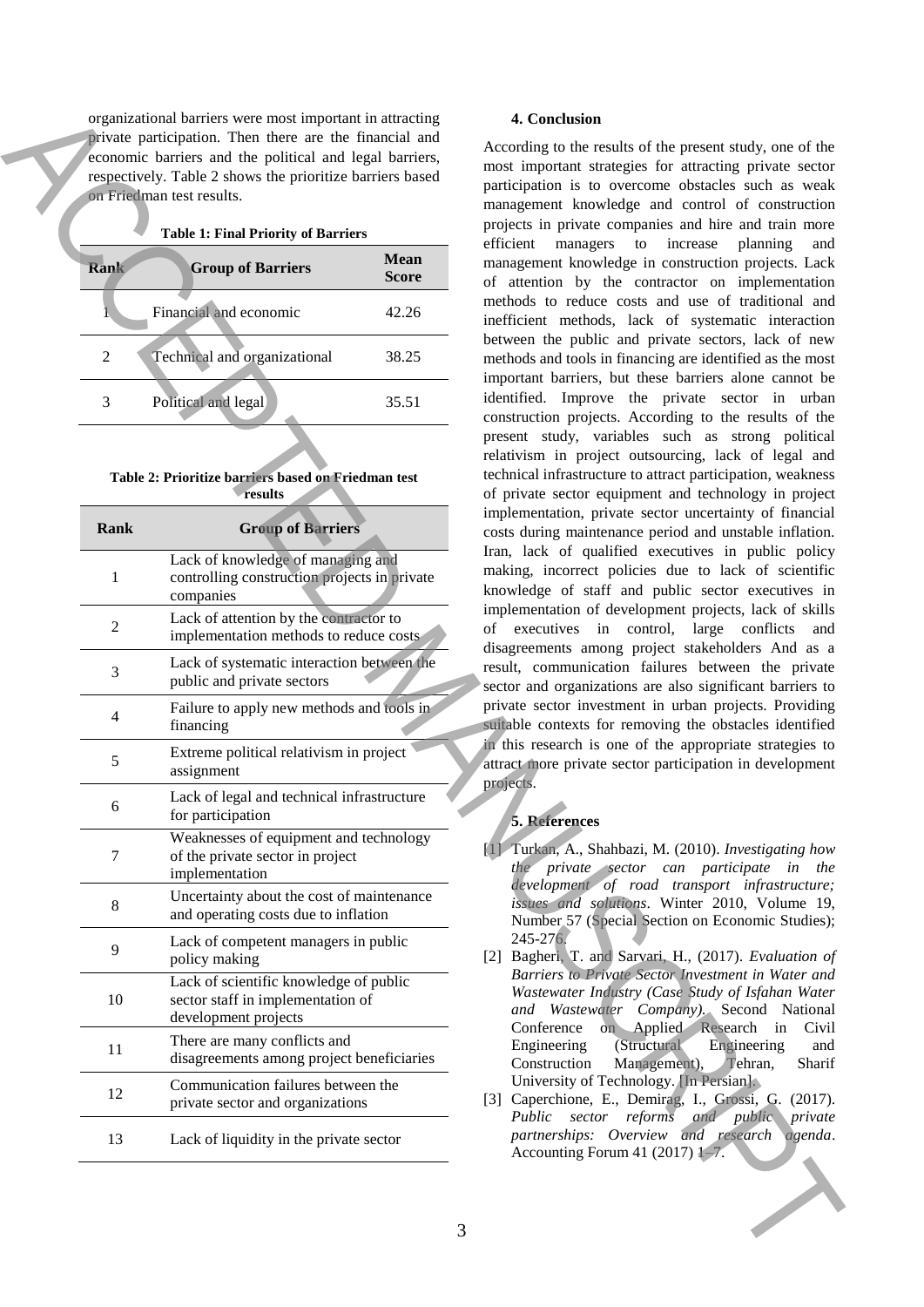organizational barriers were most important in attracting private participation. Then there are the financial and economic barriers and the political and legal barriers, respectively. Table 2 shows the prioritize barriers based on Friedman test results.

**Table 1: Final Priority of Barriers**

| Rank | Group of Barriers | Mean Score |
|---|---|---|
| 1 | Financial and economic | 42.26 |
| 2 | Technical and organizational | 38.25 |
| 3 | Political and legal | 35.51 |

**Table 2: Prioritize barriers based on Friedman test results**

| Rank | Group of Barriers |
|---|---|
| 1 | Lack of knowledge of managing and controlling construction projects in private companies |
| 2 | Lack of attention by the contractor to implementation methods to reduce costs |
| 3 | Lack of systematic interaction between the public and private sectors |
| 4 | Failure to apply new methods and tools in financing |
| 5 | Extreme political relativism in project assignment |
| 6 | Lack of legal and technical infrastructure for participation |
| 7 | Weaknesses of equipment and technology of the private sector in project implementation |
| 8 | Uncertainty about the cost of maintenance and operating costs due to inflation |
| 9 | Lack of competent managers in public policy making |
| 10 | Lack of scientific knowledge of public sector staff in implementation of development projects |
| 11 | There are many conflicts and disagreements among project beneficiaries |
| 12 | Communication failures between the private sector and organizations |
| 13 | Lack of liquidity in the private sector |

## 4. Conclusion

According to the results of the present study, one of the most important strategies for attracting private sector participation is to overcome obstacles such as weak management knowledge and control of construction projects in private companies and hire and train more efficient managers to increase planning and management knowledge in construction projects. Lack of attention by the contractor on implementation methods to reduce costs and use of traditional and inefficient methods, lack of systematic interaction between the public and private sectors, lack of new methods and tools in financing are identified as the most important barriers, but these barriers alone cannot be identified. Improve the private sector in urban construction projects. According to the results of the present study, variables such as strong political relativism in project outsourcing, lack of legal and technical infrastructure to attract participation, weakness of private sector equipment and technology in project implementation, private sector uncertainty of financial costs during maintenance period and unstable inflation. Iran, lack of qualified executives in public policy making, incorrect policies due to lack of scientific knowledge of staff and public sector executives in implementation of development projects, lack of skills of executives in control, large conflicts and disagreements among project stakeholders And as a result, communication failures between the private sector and organizations are also significant barriers to private sector investment in urban projects. Providing suitable contexts for removing the obstacles identified in this research is one of the appropriate strategies to attract more private sector participation in development projects.

## 5. References

[1] Turkan, A., Shahbazi, M. (2010). *Investigating how the private sector can participate in the development of road transport infrastructure; issues and solutions*. Winter 2010, Volume 19, Number 57 (Special Section on Economic Studies); 245-276.

[2] Bagheri, T. and Sarvari, H., (2017). *Evaluation of Barriers to Private Sector Investment in Water and Wastewater Industry (Case Study of Isfahan Water and Wastewater Company)*. Second National Conference on Applied Research in Civil Engineering (Structural Engineering and Construction Management), Tehran, Sharif University of Technology. [In Persian].

[3] Caperchione, E., Demirag, I., Grossi, G. (2017). *Public sector reforms and public private partnerships: Overview and research agenda*. Accounting Forum 41 (2017) 1–7.